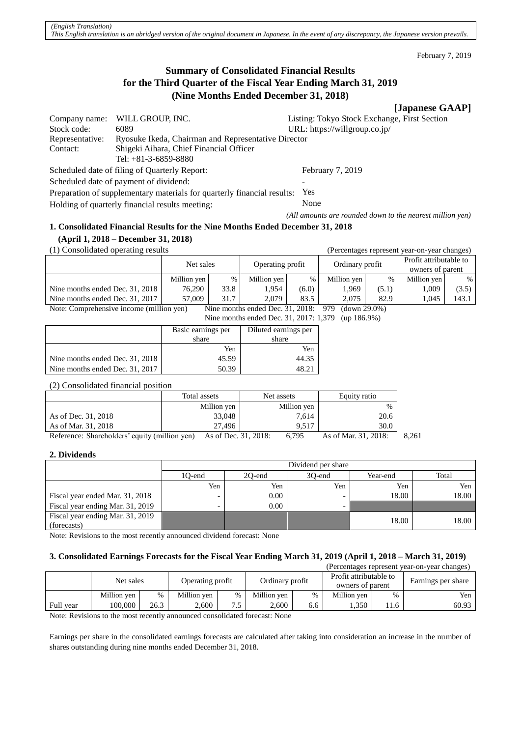*(English Translation)*
*This English translation is an abridged version of the original document in Japanese. In the event of any discrepancy, the Japanese version prevails.*

February 7, 2019

# Summary of Consolidated Financial Results for the Third Quarter of the Fiscal Year Ending March 31, 2019 (Nine Months Ended December 31, 2018)

**[Japanese GAAP]**

Company name: WILL GROUP, INC. Listing: Tokyo Stock Exchange, First Section
Stock code: 6089 URL: https://willgroup.co.jp/
Representative: Ryosuke Ikeda, Chairman and Representative Director
Contact: Shigeki Aihara, Chief Financial Officer
Tel: +81-3-6859-8880

Scheduled date of filing of Quarterly Report: February 7, 2019
Scheduled date of payment of dividend: -
Preparation of supplementary materials for quarterly financial results: Yes
Holding of quarterly financial results meeting: None

*(All amounts are rounded down to the nearest million yen)*

### 1. Consolidated Financial Results for the Nine Months Ended December 31, 2018 (April 1, 2018 – December 31, 2018)

(1) Consolidated operating results (Percentages represent year-on-year changes)

| | Net sales | | Operating profit | | Ordinary profit | | Profit attributable to owners of parent | |
|---|---|---|---|---|---|---|---|---|
| | Million yen | % | Million yen | % | Million yen | % | Million yen | % |
| Nine months ended Dec. 31, 2018 | 76,290 | 33.8 | 1,954 | (6.0) | 1,969 | (5.1) | 1,009 | (3.5) |
| Nine months ended Dec. 31, 2017 | 57,009 | 31.7 | 2,079 | 83.5 | 2,075 | 82.9 | 1,045 | 143.1 |

Note: Comprehensive income (million yen) Nine months ended Dec. 31, 2018: 979 (down 29.0%)
Nine months ended Dec. 31, 2017: 1,379 (up 186.9%)

| | Basic earnings per share | Diluted earnings per share |
|---|---|---|
| | Yen | Yen |
| Nine months ended Dec. 31, 2018 | 45.59 | 44.35 |
| Nine months ended Dec. 31, 2017 | 50.39 | 48.21 |

(2) Consolidated financial position

| | Total assets | Net assets | Equity ratio |
|---|---|---|---|
| | Million yen | Million yen | % |
| As of Dec. 31, 2018 | 33,048 | 7,614 | 20.6 |
| As of Mar. 31, 2018 | 27,496 | 9,517 | 30.0 |

Reference: Shareholders' equity (million yen) As of Dec. 31, 2018: 6,795 As of Mar. 31, 2018: 8,261

### 2. Dividends

| | Dividend per share | | | | |
|---|---|---|---|---|---|
| | 1Q-end | 2Q-end | 3Q-end | Year-end | Total |
| | Yen | Yen | Yen | Yen | Yen |
| Fiscal year ended Mar. 31, 2018 | - | 0.00 | - | 18.00 | 18.00 |
| Fiscal year ending Mar. 31, 2019 | - | 0.00 | - | | |
| Fiscal year ending Mar. 31, 2019 (forecasts) | | | | 18.00 | 18.00 |

Note: Revisions to the most recently announced dividend forecast: None

### 3. Consolidated Earnings Forecasts for the Fiscal Year Ending March 31, 2019 (April 1, 2018 – March 31, 2019)

(Percentages represent year-on-year changes)

| | Net sales | | Operating profit | | Ordinary profit | | Profit attributable to owners of parent | | Earnings per share |
|---|---|---|---|---|---|---|---|---|---|
| | Million yen | % | Million yen | % | Million yen | % | Million yen | % | Yen |
| Full year | 100,000 | 26.3 | 2,600 | 7.5 | 2,600 | 6.6 | 1,350 | 11.6 | 60.93 |

Note: Revisions to the most recently announced consolidated forecast: None

Earnings per share in the consolidated earnings forecasts are calculated after taking into consideration an increase in the number of shares outstanding during nine months ended December 31, 2018.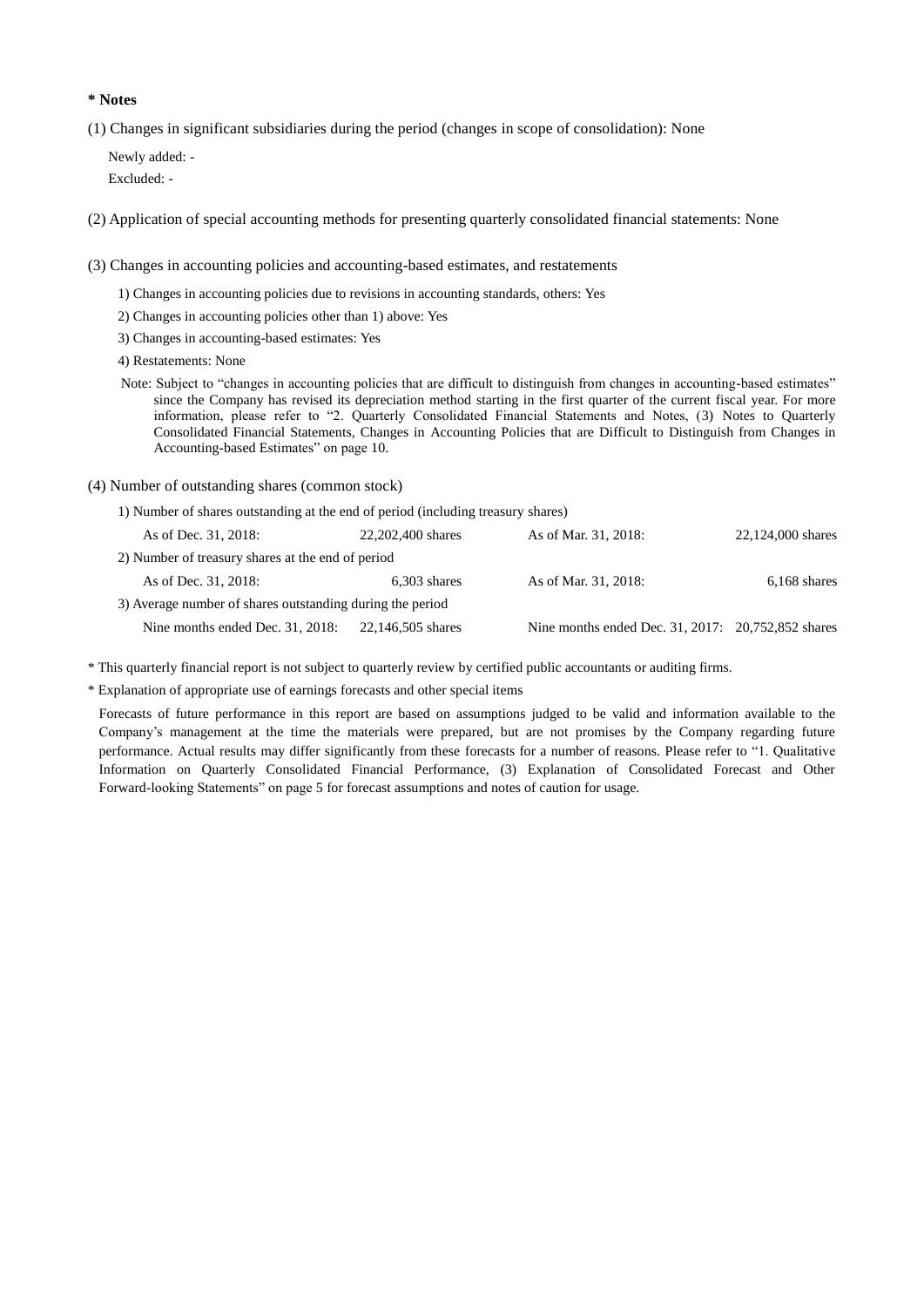**\* Notes**

(1) Changes in significant subsidiaries during the period (changes in scope of consolidation): None

Newly added: -
Excluded: -

(2) Application of special accounting methods for presenting quarterly consolidated financial statements: None

(3) Changes in accounting policies and accounting-based estimates, and restatements

1) Changes in accounting policies due to revisions in accounting standards, others: Yes
2) Changes in accounting policies other than 1) above: Yes
3) Changes in accounting-based estimates: Yes
4) Restatements: None

Note: Subject to "changes in accounting policies that are difficult to distinguish from changes in accounting-based estimates" since the Company has revised its depreciation method starting in the first quarter of the current fiscal year. For more information, please refer to "2. Quarterly Consolidated Financial Statements and Notes, (3) Notes to Quarterly Consolidated Financial Statements, Changes in Accounting Policies that are Difficult to Distinguish from Changes in Accounting-based Estimates" on page 10.

(4) Number of outstanding shares (common stock)

1) Number of shares outstanding at the end of period (including treasury shares)

| As of Dec. 31, 2018: | 22,202,400 shares | As of Mar. 31, 2018: | 22,124,000 shares |
|---|---|---|---|

2) Number of treasury shares at the end of period

| As of Dec. 31, 2018: | 6,303 shares | As of Mar. 31, 2018: | 6,168 shares |
|---|---|---|---|

3) Average number of shares outstanding during the period

| Nine months ended Dec. 31, 2018: | 22,146,505 shares | Nine months ended Dec. 31, 2017: | 20,752,852 shares |
|---|---|---|---|

\* This quarterly financial report is not subject to quarterly review by certified public accountants or auditing firms.

\* Explanation of appropriate use of earnings forecasts and other special items

Forecasts of future performance in this report are based on assumptions judged to be valid and information available to the Company's management at the time the materials were prepared, but are not promises by the Company regarding future performance. Actual results may differ significantly from these forecasts for a number of reasons. Please refer to "1. Qualitative Information on Quarterly Consolidated Financial Performance, (3) Explanation of Consolidated Forecast and Other Forward-looking Statements" on page 5 for forecast assumptions and notes of caution for usage.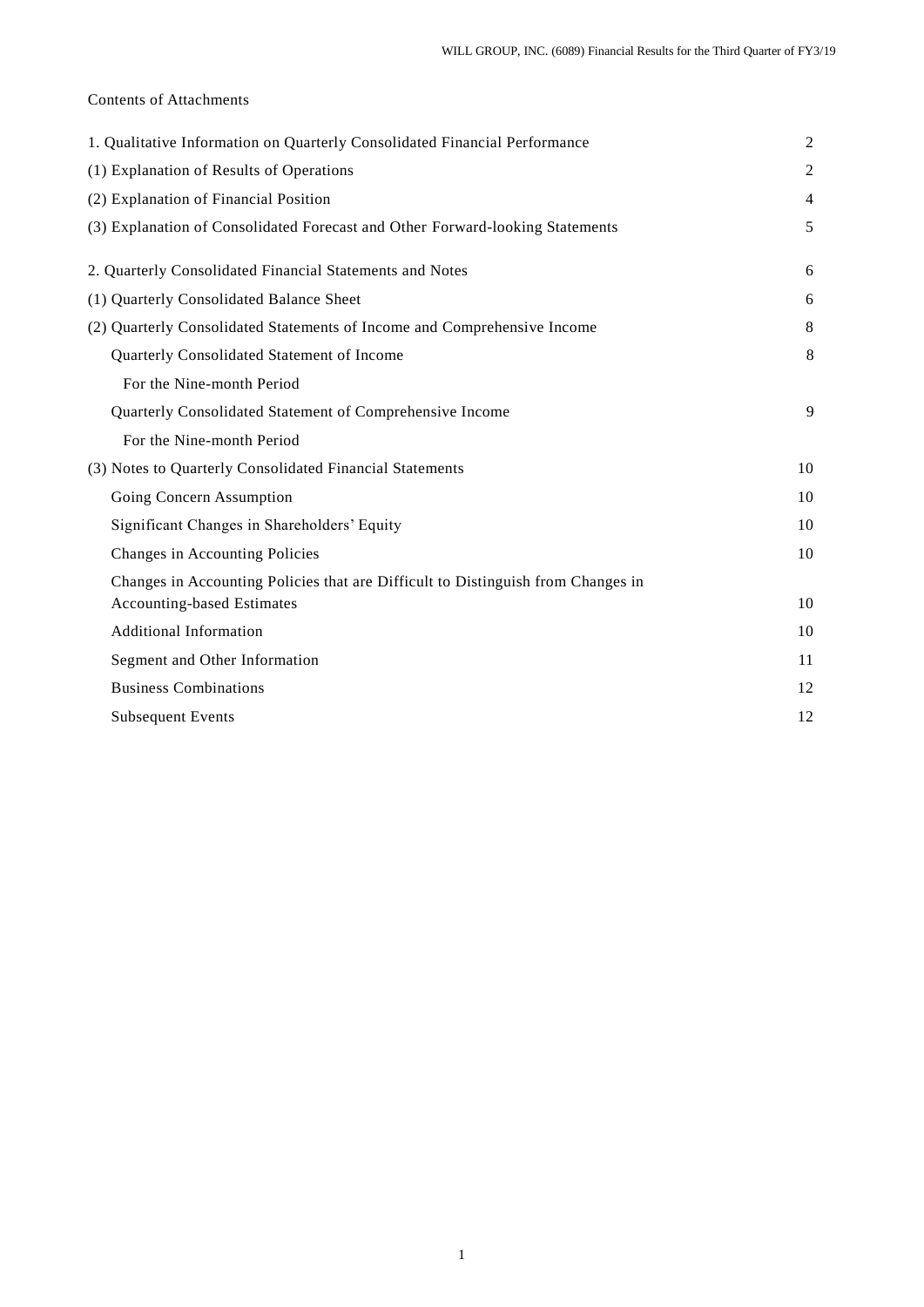Contents of Attachments

| | |
|---|---|
| 1. Qualitative Information on Quarterly Consolidated Financial Performance | 2 |
| (1) Explanation of Results of Operations | 2 |
| (2) Explanation of Financial Position | 4 |
| (3) Explanation of Consolidated Forecast and Other Forward-looking Statements | 5 |
| 2. Quarterly Consolidated Financial Statements and Notes | 6 |
| (1) Quarterly Consolidated Balance Sheet | 6 |
| (2) Quarterly Consolidated Statements of Income and Comprehensive Income | 8 |
| Quarterly Consolidated Statement of Income | 8 |
| For the Nine-month Period | |
| Quarterly Consolidated Statement of Comprehensive Income | 9 |
| For the Nine-month Period | |
| (3) Notes to Quarterly Consolidated Financial Statements | 10 |
| Going Concern Assumption | 10 |
| Significant Changes in Shareholders' Equity | 10 |
| Changes in Accounting Policies | 10 |
| Changes in Accounting Policies that are Difficult to Distinguish from Changes in Accounting-based Estimates | 10 |
| Additional Information | 10 |
| Segment and Other Information | 11 |
| Business Combinations | 12 |
| Subsequent Events | 12 |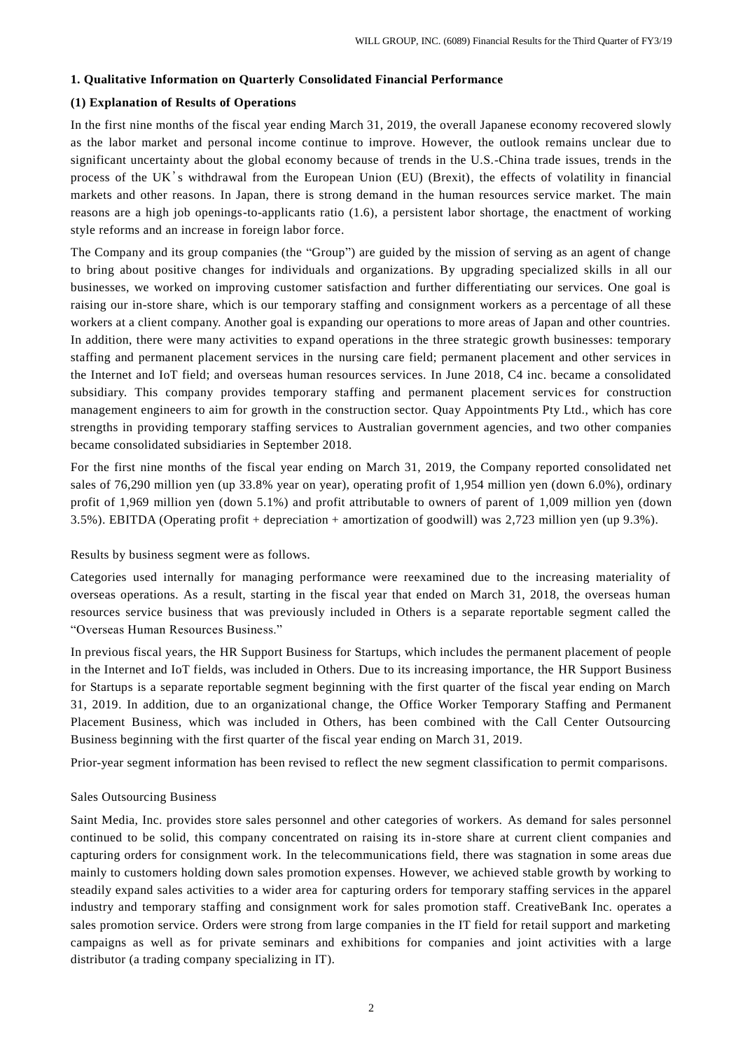## 1. Qualitative Information on Quarterly Consolidated Financial Performance

### (1) Explanation of Results of Operations

In the first nine months of the fiscal year ending March 31, 2019, the overall Japanese economy recovered slowly as the labor market and personal income continue to improve. However, the outlook remains unclear due to significant uncertainty about the global economy because of trends in the U.S.-China trade issues, trends in the process of the UK's withdrawal from the European Union (EU) (Brexit), the effects of volatility in financial markets and other reasons. In Japan, there is strong demand in the human resources service market. The main reasons are a high job openings-to-applicants ratio (1.6), a persistent labor shortage, the enactment of working style reforms and an increase in foreign labor force.

The Company and its group companies (the "Group") are guided by the mission of serving as an agent of change to bring about positive changes for individuals and organizations. By upgrading specialized skills in all our businesses, we worked on improving customer satisfaction and further differentiating our services. One goal is raising our in-store share, which is our temporary staffing and consignment workers as a percentage of all these workers at a client company. Another goal is expanding our operations to more areas of Japan and other countries. In addition, there were many activities to expand operations in the three strategic growth businesses: temporary staffing and permanent placement services in the nursing care field; permanent placement and other services in the Internet and IoT field; and overseas human resources services. In June 2018, C4 inc. became a consolidated subsidiary. This company provides temporary staffing and permanent placement services for construction management engineers to aim for growth in the construction sector. Quay Appointments Pty Ltd., which has core strengths in providing temporary staffing services to Australian government agencies, and two other companies became consolidated subsidiaries in September 2018.

For the first nine months of the fiscal year ending on March 31, 2019, the Company reported consolidated net sales of 76,290 million yen (up 33.8% year on year), operating profit of 1,954 million yen (down 6.0%), ordinary profit of 1,969 million yen (down 5.1%) and profit attributable to owners of parent of 1,009 million yen (down 3.5%). EBITDA (Operating profit + depreciation + amortization of goodwill) was 2,723 million yen (up 9.3%).

Results by business segment were as follows.

Categories used internally for managing performance were reexamined due to the increasing materiality of overseas operations. As a result, starting in the fiscal year that ended on March 31, 2018, the overseas human resources service business that was previously included in Others is a separate reportable segment called the "Overseas Human Resources Business."

In previous fiscal years, the HR Support Business for Startups, which includes the permanent placement of people in the Internet and IoT fields, was included in Others. Due to its increasing importance, the HR Support Business for Startups is a separate reportable segment beginning with the first quarter of the fiscal year ending on March 31, 2019. In addition, due to an organizational change, the Office Worker Temporary Staffing and Permanent Placement Business, which was included in Others, has been combined with the Call Center Outsourcing Business beginning with the first quarter of the fiscal year ending on March 31, 2019.

Prior-year segment information has been revised to reflect the new segment classification to permit comparisons.

Sales Outsourcing Business

Saint Media, Inc. provides store sales personnel and other categories of workers. As demand for sales personnel continued to be solid, this company concentrated on raising its in-store share at current client companies and capturing orders for consignment work. In the telecommunications field, there was stagnation in some areas due mainly to customers holding down sales promotion expenses. However, we achieved stable growth by working to steadily expand sales activities to a wider area for capturing orders for temporary staffing services in the apparel industry and temporary staffing and consignment work for sales promotion staff. CreativeBank Inc. operates a sales promotion service. Orders were strong from large companies in the IT field for retail support and marketing campaigns as well as for private seminars and exhibitions for companies and joint activities with a large distributor (a trading company specializing in IT).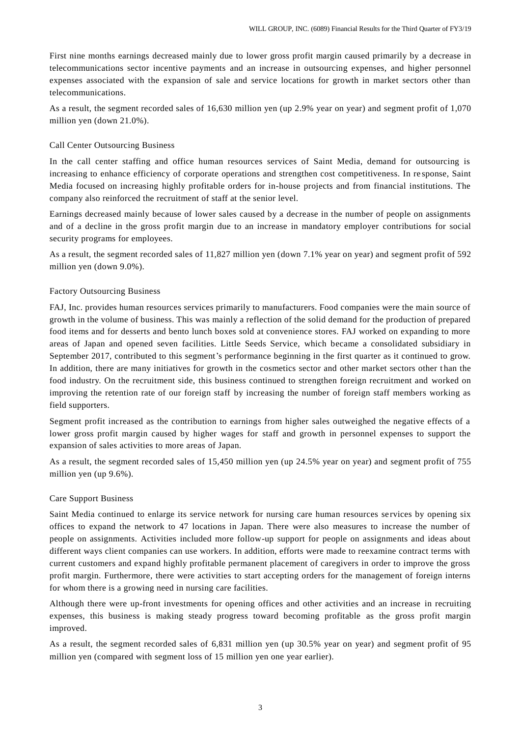First nine months earnings decreased mainly due to lower gross profit margin caused primarily by a decrease in telecommunications sector incentive payments and an increase in outsourcing expenses, and higher personnel expenses associated with the expansion of sale and service locations for growth in market sectors other than telecommunications.

As a result, the segment recorded sales of 16,630 million yen (up 2.9% year on year) and segment profit of 1,070 million yen (down 21.0%).

### Call Center Outsourcing Business

In the call center staffing and office human resources services of Saint Media, demand for outsourcing is increasing to enhance efficiency of corporate operations and strengthen cost competitiveness. In response, Saint Media focused on increasing highly profitable orders for in-house projects and from financial institutions. The company also reinforced the recruitment of staff at the senior level.

Earnings decreased mainly because of lower sales caused by a decrease in the number of people on assignments and of a decline in the gross profit margin due to an increase in mandatory employer contributions for social security programs for employees.

As a result, the segment recorded sales of 11,827 million yen (down 7.1% year on year) and segment profit of 592 million yen (down 9.0%).

### Factory Outsourcing Business

FAJ, Inc. provides human resources services primarily to manufacturers. Food companies were the main source of growth in the volume of business. This was mainly a reflection of the solid demand for the production of prepared food items and for desserts and bento lunch boxes sold at convenience stores. FAJ worked on expanding to more areas of Japan and opened seven facilities. Little Seeds Service, which became a consolidated subsidiary in September 2017, contributed to this segment's performance beginning in the first quarter as it continued to grow. In addition, there are many initiatives for growth in the cosmetics sector and other market sectors other than the food industry. On the recruitment side, this business continued to strengthen foreign recruitment and worked on improving the retention rate of our foreign staff by increasing the number of foreign staff members working as field supporters.

Segment profit increased as the contribution to earnings from higher sales outweighed the negative effects of a lower gross profit margin caused by higher wages for staff and growth in personnel expenses to support the expansion of sales activities to more areas of Japan.

As a result, the segment recorded sales of 15,450 million yen (up 24.5% year on year) and segment profit of 755 million yen (up 9.6%).

### Care Support Business

Saint Media continued to enlarge its service network for nursing care human resources services by opening six offices to expand the network to 47 locations in Japan. There were also measures to increase the number of people on assignments. Activities included more follow-up support for people on assignments and ideas about different ways client companies can use workers. In addition, efforts were made to reexamine contract terms with current customers and expand highly profitable permanent placement of caregivers in order to improve the gross profit margin. Furthermore, there were activities to start accepting orders for the management of foreign interns for whom there is a growing need in nursing care facilities.

Although there were up-front investments for opening offices and other activities and an increase in recruiting expenses, this business is making steady progress toward becoming profitable as the gross profit margin improved.

As a result, the segment recorded sales of 6,831 million yen (up 30.5% year on year) and segment profit of 95 million yen (compared with segment loss of 15 million yen one year earlier).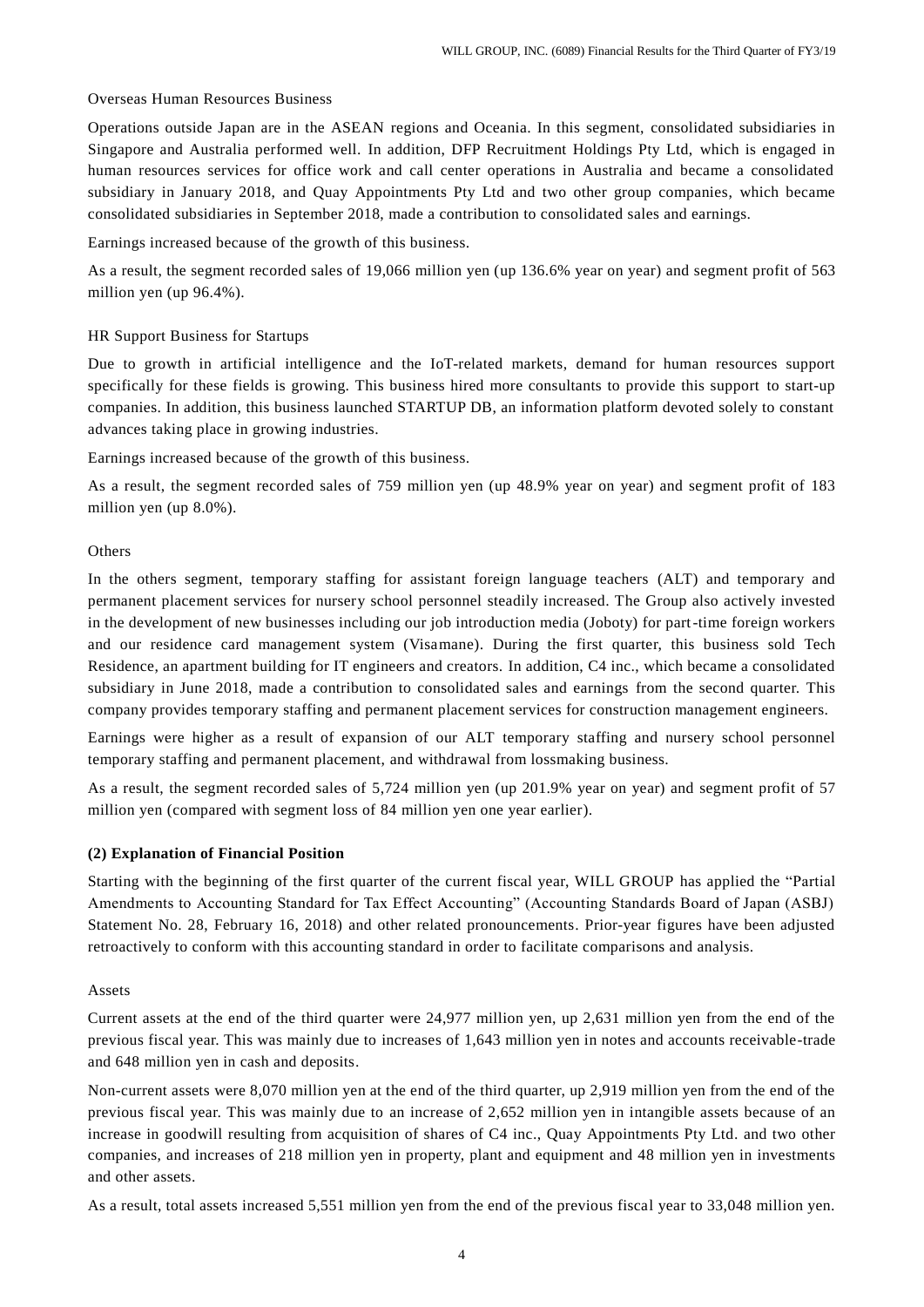Overseas Human Resources Business

Operations outside Japan are in the ASEAN regions and Oceania. In this segment, consolidated subsidiaries in Singapore and Australia performed well. In addition, DFP Recruitment Holdings Pty Ltd, which is engaged in human resources services for office work and call center operations in Australia and became a consolidated subsidiary in January 2018, and Quay Appointments Pty Ltd and two other group companies, which became consolidated subsidiaries in September 2018, made a contribution to consolidated sales and earnings.

Earnings increased because of the growth of this business.

As a result, the segment recorded sales of 19,066 million yen (up 136.6% year on year) and segment profit of 563 million yen (up 96.4%).

HR Support Business for Startups

Due to growth in artificial intelligence and the IoT-related markets, demand for human resources support specifically for these fields is growing. This business hired more consultants to provide this support to start-up companies. In addition, this business launched STARTUP DB, an information platform devoted solely to constant advances taking place in growing industries.

Earnings increased because of the growth of this business.

As a result, the segment recorded sales of 759 million yen (up 48.9% year on year) and segment profit of 183 million yen (up 8.0%).

Others

In the others segment, temporary staffing for assistant foreign language teachers (ALT) and temporary and permanent placement services for nursery school personnel steadily increased. The Group also actively invested in the development of new businesses including our job introduction media (Joboty) for part-time foreign workers and our residence card management system (Visamane). During the first quarter, this business sold Tech Residence, an apartment building for IT engineers and creators. In addition, C4 inc., which became a consolidated subsidiary in June 2018, made a contribution to consolidated sales and earnings from the second quarter. This company provides temporary staffing and permanent placement services for construction management engineers.

Earnings were higher as a result of expansion of our ALT temporary staffing and nursery school personnel temporary staffing and permanent placement, and withdrawal from lossmaking business.

As a result, the segment recorded sales of 5,724 million yen (up 201.9% year on year) and segment profit of 57 million yen (compared with segment loss of 84 million yen one year earlier).

### (2) Explanation of Financial Position

Starting with the beginning of the first quarter of the current fiscal year, WILL GROUP has applied the "Partial Amendments to Accounting Standard for Tax Effect Accounting" (Accounting Standards Board of Japan (ASBJ) Statement No. 28, February 16, 2018) and other related pronouncements. Prior-year figures have been adjusted retroactively to conform with this accounting standard in order to facilitate comparisons and analysis.

Assets

Current assets at the end of the third quarter were 24,977 million yen, up 2,631 million yen from the end of the previous fiscal year. This was mainly due to increases of 1,643 million yen in notes and accounts receivable-trade and 648 million yen in cash and deposits.

Non-current assets were 8,070 million yen at the end of the third quarter, up 2,919 million yen from the end of the previous fiscal year. This was mainly due to an increase of 2,652 million yen in intangible assets because of an increase in goodwill resulting from acquisition of shares of C4 inc., Quay Appointments Pty Ltd. and two other companies, and increases of 218 million yen in property, plant and equipment and 48 million yen in investments and other assets.

As a result, total assets increased 5,551 million yen from the end of the previous fiscal year to 33,048 million yen.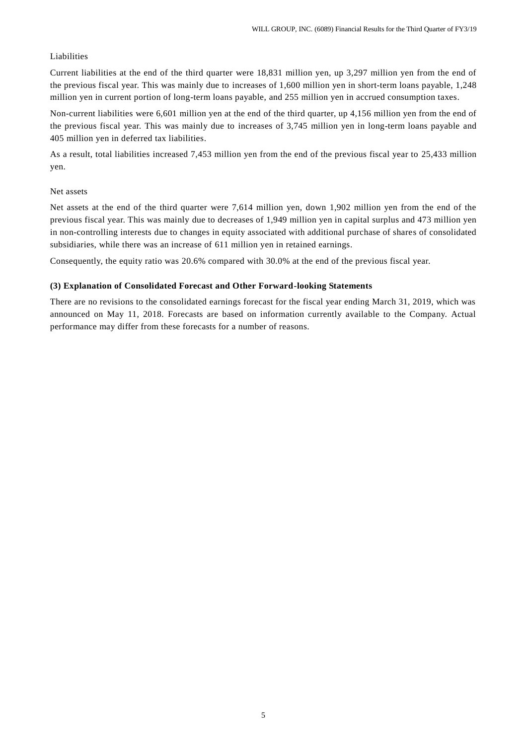Liabilities

Current liabilities at the end of the third quarter were 18,831 million yen, up 3,297 million yen from the end of the previous fiscal year. This was mainly due to increases of 1,600 million yen in short-term loans payable, 1,248 million yen in current portion of long-term loans payable, and 255 million yen in accrued consumption taxes.

Non-current liabilities were 6,601 million yen at the end of the third quarter, up 4,156 million yen from the end of the previous fiscal year. This was mainly due to increases of 3,745 million yen in long-term loans payable and 405 million yen in deferred tax liabilities.

As a result, total liabilities increased 7,453 million yen from the end of the previous fiscal year to 25,433 million yen.

Net assets

Net assets at the end of the third quarter were 7,614 million yen, down 1,902 million yen from the end of the previous fiscal year. This was mainly due to decreases of 1,949 million yen in capital surplus and 473 million yen in non-controlling interests due to changes in equity associated with additional purchase of shares of consolidated subsidiaries, while there was an increase of 611 million yen in retained earnings.

Consequently, the equity ratio was 20.6% compared with 30.0% at the end of the previous fiscal year.

### (3) Explanation of Consolidated Forecast and Other Forward-looking Statements

There are no revisions to the consolidated earnings forecast for the fiscal year ending March 31, 2019, which was announced on May 11, 2018. Forecasts are based on information currently available to the Company. Actual performance may differ from these forecasts for a number of reasons.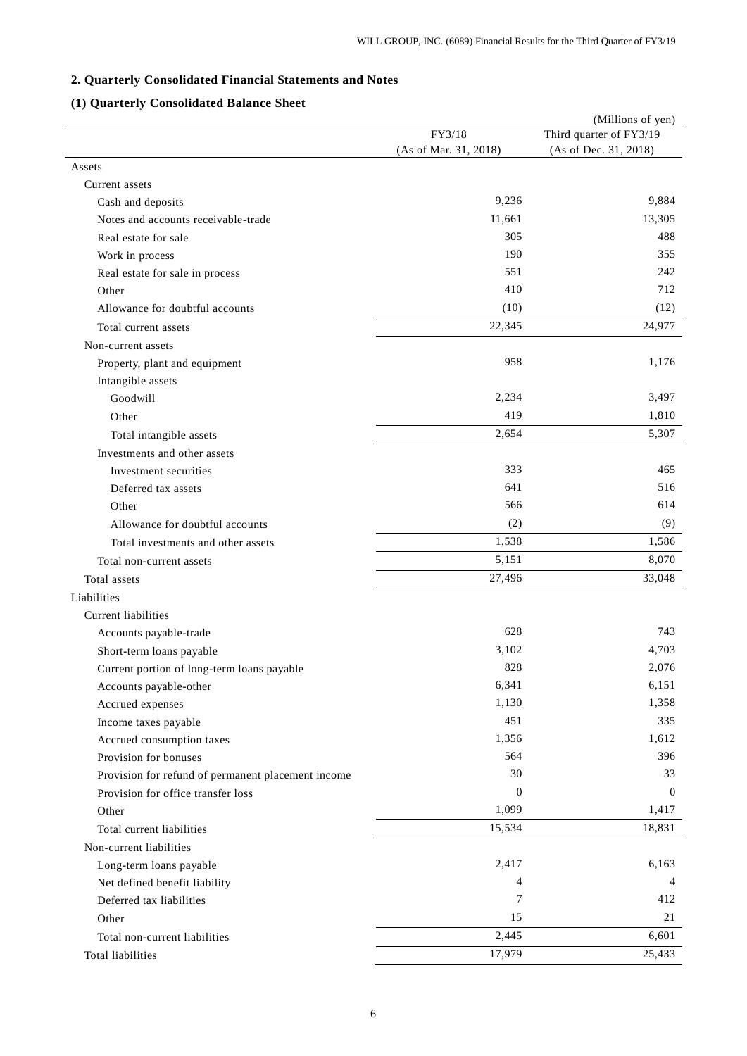## 2. Quarterly Consolidated Financial Statements and Notes

### (1) Quarterly Consolidated Balance Sheet

(Millions of yen)

| | FY3/18 (As of Mar. 31, 2018) | Third quarter of FY3/19 (As of Dec. 31, 2018) |
|---|---|---|
| Assets | | |
| Current assets | | |
| Cash and deposits | 9,236 | 9,884 |
| Notes and accounts receivable-trade | 11,661 | 13,305 |
| Real estate for sale | 305 | 488 |
| Work in process | 190 | 355 |
| Real estate for sale in process | 551 | 242 |
| Other | 410 | 712 |
| Allowance for doubtful accounts | (10) | (12) |
| Total current assets | 22,345 | 24,977 |
| Non-current assets | | |
| Property, plant and equipment | 958 | 1,176 |
| Intangible assets | | |
| Goodwill | 2,234 | 3,497 |
| Other | 419 | 1,810 |
| Total intangible assets | 2,654 | 5,307 |
| Investments and other assets | | |
| Investment securities | 333 | 465 |
| Deferred tax assets | 641 | 516 |
| Other | 566 | 614 |
| Allowance for doubtful accounts | (2) | (9) |
| Total investments and other assets | 1,538 | 1,586 |
| Total non-current assets | 5,151 | 8,070 |
| Total assets | 27,496 | 33,048 |
| Liabilities | | |
| Current liabilities | | |
| Accounts payable-trade | 628 | 743 |
| Short-term loans payable | 3,102 | 4,703 |
| Current portion of long-term loans payable | 828 | 2,076 |
| Accounts payable-other | 6,341 | 6,151 |
| Accrued expenses | 1,130 | 1,358 |
| Income taxes payable | 451 | 335 |
| Accrued consumption taxes | 1,356 | 1,612 |
| Provision for bonuses | 564 | 396 |
| Provision for refund of permanent placement income | 30 | 33 |
| Provision for office transfer loss | 0 | 0 |
| Other | 1,099 | 1,417 |
| Total current liabilities | 15,534 | 18,831 |
| Non-current liabilities | | |
| Long-term loans payable | 2,417 | 6,163 |
| Net defined benefit liability | 4 | 4 |
| Deferred tax liabilities | 7 | 412 |
| Other | 15 | 21 |
| Total non-current liabilities | 2,445 | 6,601 |
| Total liabilities | 17,979 | 25,433 |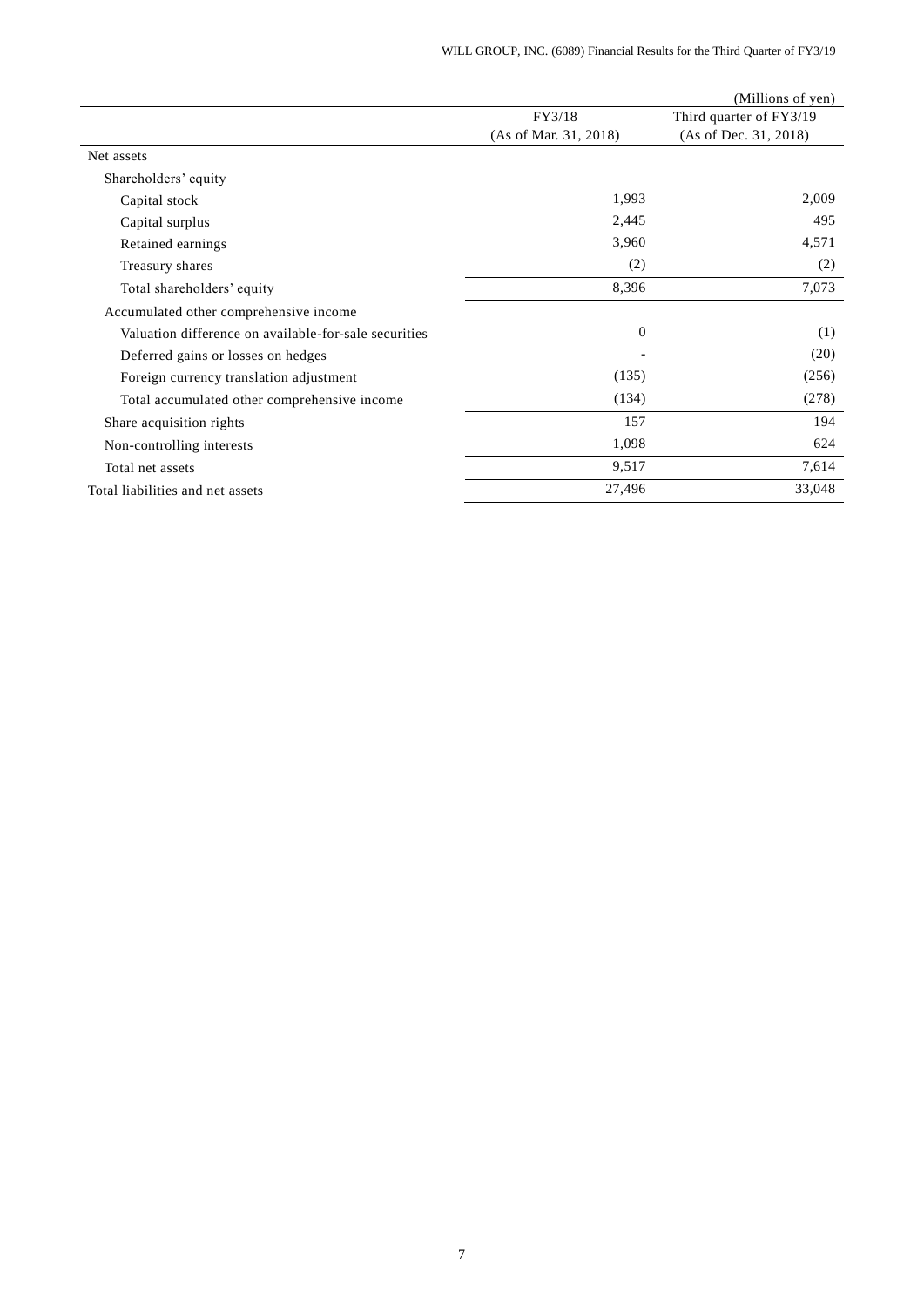(Millions of yen)

| | FY3/18<br>(As of Mar. 31, 2018) | Third quarter of FY3/19<br>(As of Dec. 31, 2018) |
|---|---|---|
| Net assets | | |
| Shareholders' equity | | |
| Capital stock | 1,993 | 2,009 |
| Capital surplus | 2,445 | 495 |
| Retained earnings | 3,960 | 4,571 |
| Treasury shares | (2) | (2) |
| Total shareholders' equity | 8,396 | 7,073 |
| Accumulated other comprehensive income | | |
| Valuation difference on available-for-sale securities | 0 | (1) |
| Deferred gains or losses on hedges | - | (20) |
| Foreign currency translation adjustment | (135) | (256) |
| Total accumulated other comprehensive income | (134) | (278) |
| Share acquisition rights | 157 | 194 |
| Non-controlling interests | 1,098 | 624 |
| Total net assets | 9,517 | 7,614 |
| Total liabilities and net assets | 27,496 | 33,048 |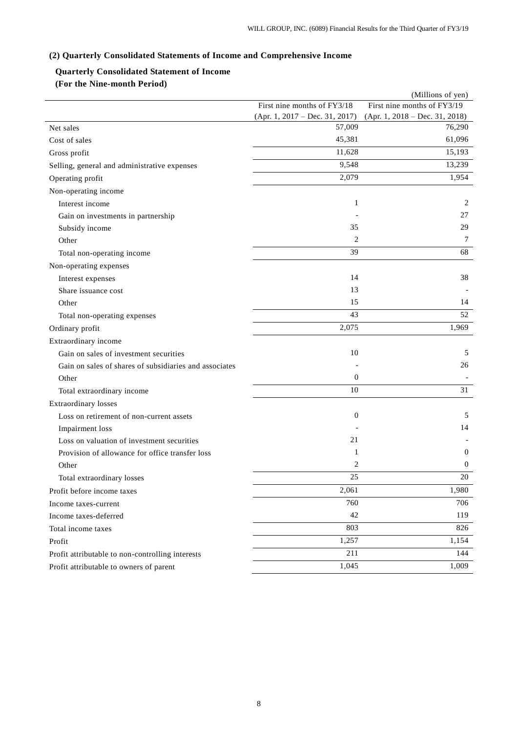### (2) Quarterly Consolidated Statements of Income and Comprehensive Income

**Quarterly Consolidated Statement of Income**
**(For the Nine-month Period)**

(Millions of yen)

| | First nine months of FY3/18 (Apr. 1, 2017 – Dec. 31, 2017) | First nine months of FY3/19 (Apr. 1, 2018 – Dec. 31, 2018) |
|---|---|---|
| Net sales | 57,009 | 76,290 |
| Cost of sales | 45,381 | 61,096 |
| Gross profit | 11,628 | 15,193 |
| Selling, general and administrative expenses | 9,548 | 13,239 |
| Operating profit | 2,079 | 1,954 |
| Non-operating income | | |
| Interest income | 1 | 2 |
| Gain on investments in partnership | - | 27 |
| Subsidy income | 35 | 29 |
| Other | 2 | 7 |
| Total non-operating income | 39 | 68 |
| Non-operating expenses | | |
| Interest expenses | 14 | 38 |
| Share issuance cost | 13 | - |
| Other | 15 | 14 |
| Total non-operating expenses | 43 | 52 |
| Ordinary profit | 2,075 | 1,969 |
| Extraordinary income | | |
| Gain on sales of investment securities | 10 | 5 |
| Gain on sales of shares of subsidiaries and associates | - | 26 |
| Other | 0 | - |
| Total extraordinary income | 10 | 31 |
| Extraordinary losses | | |
| Loss on retirement of non-current assets | 0 | 5 |
| Impairment loss | - | 14 |
| Loss on valuation of investment securities | 21 | - |
| Provision of allowance for office transfer loss | 1 | 0 |
| Other | 2 | 0 |
| Total extraordinary losses | 25 | 20 |
| Profit before income taxes | 2,061 | 1,980 |
| Income taxes-current | 760 | 706 |
| Income taxes-deferred | 42 | 119 |
| Total income taxes | 803 | 826 |
| Profit | 1,257 | 1,154 |
| Profit attributable to non-controlling interests | 211 | 144 |
| Profit attributable to owners of parent | 1,045 | 1,009 |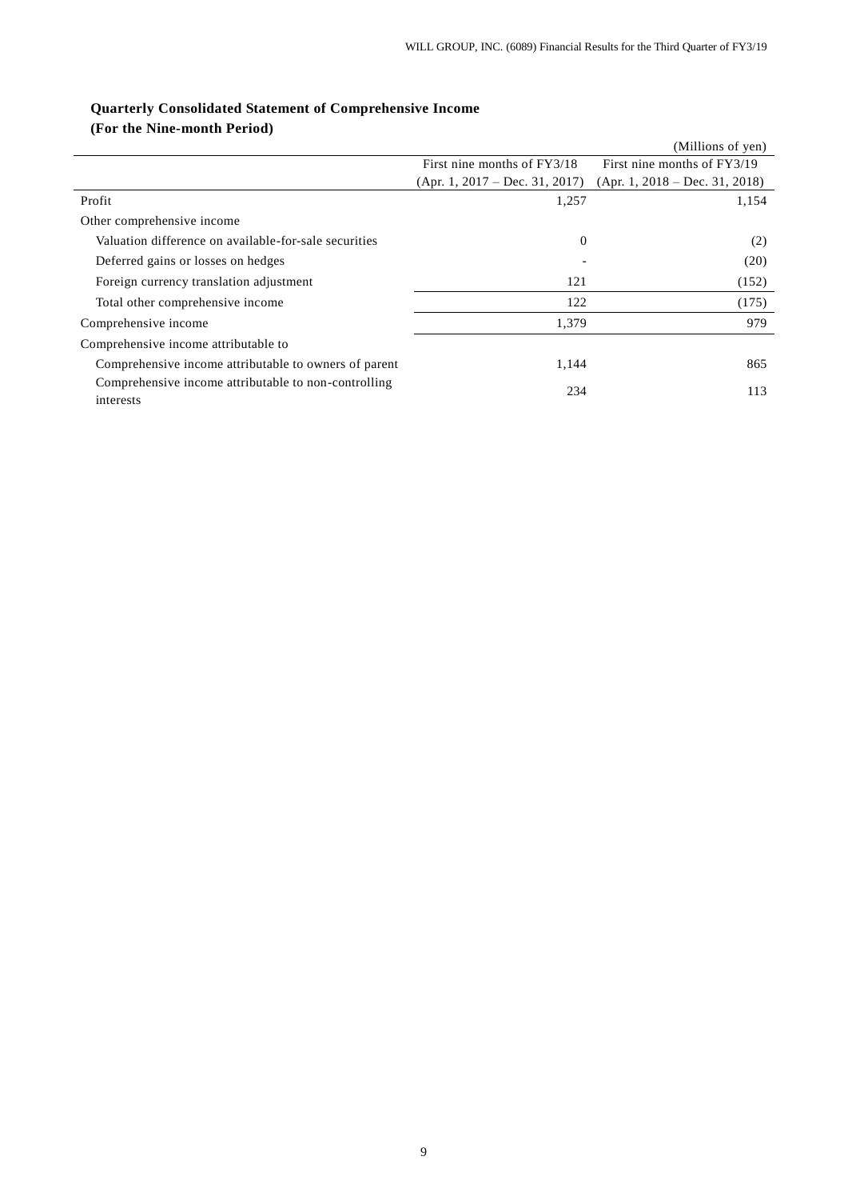## Quarterly Consolidated Statement of Comprehensive Income
## (For the Nine-month Period)

(Millions of yen)

| | First nine months of FY3/18 (Apr. 1, 2017 – Dec. 31, 2017) | First nine months of FY3/19 (Apr. 1, 2018 – Dec. 31, 2018) |
|---|---|---|
| Profit | 1,257 | 1,154 |
| Other comprehensive income | | |
| Valuation difference on available-for-sale securities | 0 | (2) |
| Deferred gains or losses on hedges | - | (20) |
| Foreign currency translation adjustment | 121 | (152) |
| Total other comprehensive income | 122 | (175) |
| Comprehensive income | 1,379 | 979 |
| Comprehensive income attributable to | | |
| Comprehensive income attributable to owners of parent | 1,144 | 865 |
| Comprehensive income attributable to non-controlling interests | 234 | 113 |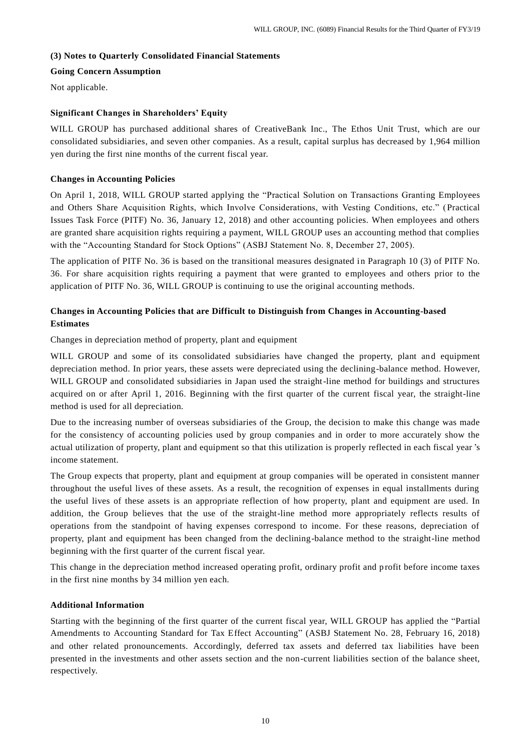### (3) Notes to Quarterly Consolidated Financial Statements

**Going Concern Assumption**

Not applicable.

**Significant Changes in Shareholders' Equity**

WILL GROUP has purchased additional shares of CreativeBank Inc., The Ethos Unit Trust, which are our consolidated subsidiaries, and seven other companies. As a result, capital surplus has decreased by 1,964 million yen during the first nine months of the current fiscal year.

**Changes in Accounting Policies**

On April 1, 2018, WILL GROUP started applying the "Practical Solution on Transactions Granting Employees and Others Share Acquisition Rights, which Involve Considerations, with Vesting Conditions, etc." (Practical Issues Task Force (PITF) No. 36, January 12, 2018) and other accounting policies. When employees and others are granted share acquisition rights requiring a payment, WILL GROUP uses an accounting method that complies with the "Accounting Standard for Stock Options" (ASBJ Statement No. 8, December 27, 2005).

The application of PITF No. 36 is based on the transitional measures designated in Paragraph 10 (3) of PITF No. 36. For share acquisition rights requiring a payment that were granted to employees and others prior to the application of PITF No. 36, WILL GROUP is continuing to use the original accounting methods.

**Changes in Accounting Policies that are Difficult to Distinguish from Changes in Accounting-based Estimates**

Changes in depreciation method of property, plant and equipment

WILL GROUP and some of its consolidated subsidiaries have changed the property, plant and equipment depreciation method. In prior years, these assets were depreciated using the declining-balance method. However, WILL GROUP and consolidated subsidiaries in Japan used the straight-line method for buildings and structures acquired on or after April 1, 2016. Beginning with the first quarter of the current fiscal year, the straight-line method is used for all depreciation.

Due to the increasing number of overseas subsidiaries of the Group, the decision to make this change was made for the consistency of accounting policies used by group companies and in order to more accurately show the actual utilization of property, plant and equipment so that this utilization is properly reflected in each fiscal year's income statement.

The Group expects that property, plant and equipment at group companies will be operated in consistent manner throughout the useful lives of these assets. As a result, the recognition of expenses in equal installments during the useful lives of these assets is an appropriate reflection of how property, plant and equipment are used. In addition, the Group believes that the use of the straight-line method more appropriately reflects results of operations from the standpoint of having expenses correspond to income. For these reasons, depreciation of property, plant and equipment has been changed from the declining-balance method to the straight-line method beginning with the first quarter of the current fiscal year.

This change in the depreciation method increased operating profit, ordinary profit and profit before income taxes in the first nine months by 34 million yen each.

**Additional Information**

Starting with the beginning of the first quarter of the current fiscal year, WILL GROUP has applied the "Partial Amendments to Accounting Standard for Tax Effect Accounting" (ASBJ Statement No. 28, February 16, 2018) and other related pronouncements. Accordingly, deferred tax assets and deferred tax liabilities have been presented in the investments and other assets section and the non-current liabilities section of the balance sheet, respectively.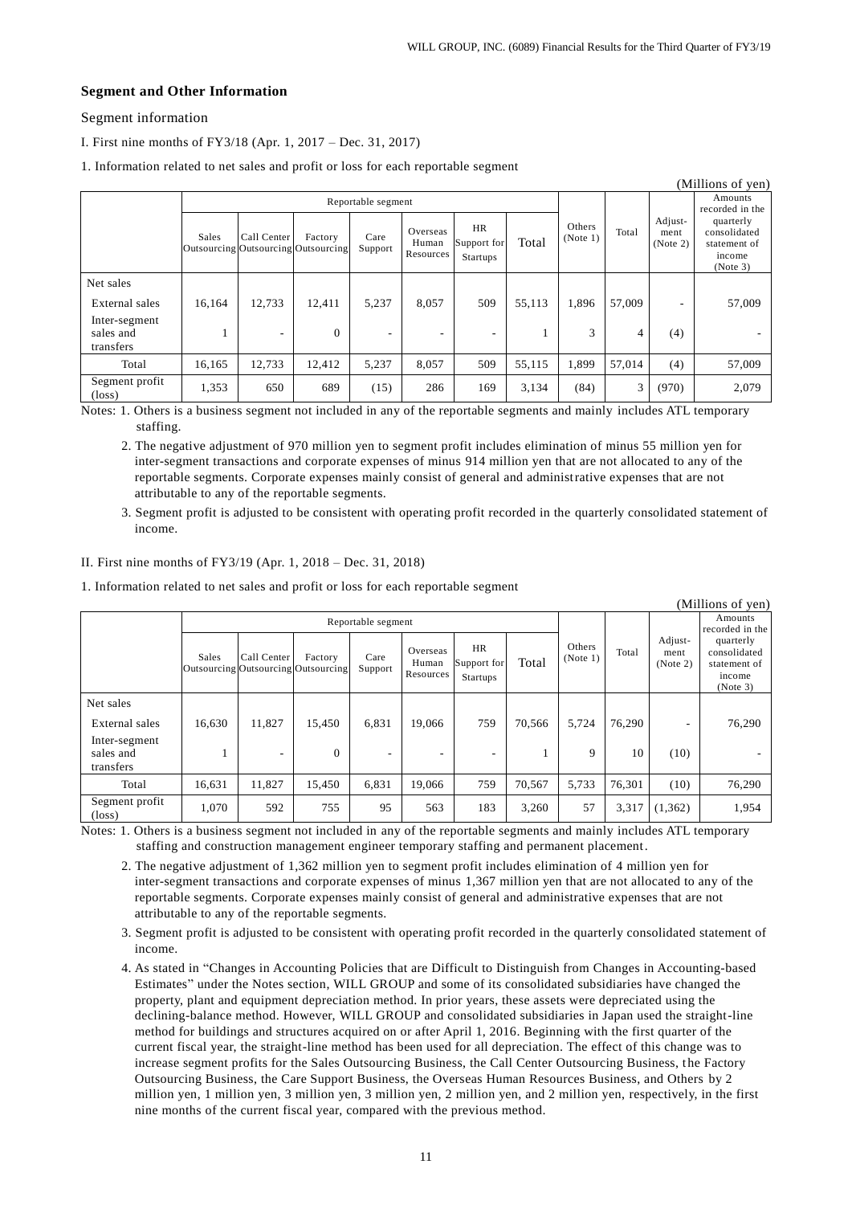## Segment and Other Information

Segment information

I. First nine months of FY3/18 (Apr. 1, 2017 – Dec. 31, 2017)

1. Information related to net sales and profit or loss for each reportable segment

(Millions of yen)

| | Reportable segment | | | | | | | Others (Note 1) | Total | Adjust-ment (Note 2) | Amounts recorded in the quarterly consolidated statement of income (Note 3) |
|---|---|---|---|---|---|---|---|---|---|---|---|
| | Sales Outsourcing | Call Center Outsourcing | Factory Outsourcing | Care Support | Overseas Human Resources | HR Support for Startups | Total | | | | |
| Net sales | | | | | | | | | | | |
| External sales | 16,164 | 12,733 | 12,411 | 5,237 | 8,057 | 509 | 55,113 | 1,896 | 57,009 | - | 57,009 |
| Inter-segment sales and transfers | 1 | - | 0 | - | - | - | 1 | 3 | 4 | (4) | - |
| Total | 16,165 | 12,733 | 12,412 | 5,237 | 8,057 | 509 | 55,115 | 1,899 | 57,014 | (4) | 57,009 |
| Segment profit (loss) | 1,353 | 650 | 689 | (15) | 286 | 169 | 3,134 | (84) | 3 | (970) | 2,079 |

Notes: 1. Others is a business segment not included in any of the reportable segments and mainly includes ATL temporary staffing.

2. The negative adjustment of 970 million yen to segment profit includes elimination of minus 55 million yen for inter-segment transactions and corporate expenses of minus 914 million yen that are not allocated to any of the reportable segments. Corporate expenses mainly consist of general and administrative expenses that are not attributable to any of the reportable segments.

3. Segment profit is adjusted to be consistent with operating profit recorded in the quarterly consolidated statement of income.

II. First nine months of FY3/19 (Apr. 1, 2018 – Dec. 31, 2018)

1. Information related to net sales and profit or loss for each reportable segment

(Millions of yen)

| | Reportable segment | | | | | | | Others (Note 1) | Total | Adjust-ment (Note 2) | Amounts recorded in the quarterly consolidated statement of income (Note 3) |
|---|---|---|---|---|---|---|---|---|---|---|---|
| | Sales Outsourcing | Call Center Outsourcing | Factory Outsourcing | Care Support | Overseas Human Resources | HR Support for Startups | Total | | | | |
| Net sales | | | | | | | | | | | |
| External sales | 16,630 | 11,827 | 15,450 | 6,831 | 19,066 | 759 | 70,566 | 5,724 | 76,290 | - | 76,290 |
| Inter-segment sales and transfers | 1 | - | 0 | - | - | - | 1 | 9 | 10 | (10) | - |
| Total | 16,631 | 11,827 | 15,450 | 6,831 | 19,066 | 759 | 70,567 | 5,733 | 76,301 | (10) | 76,290 |
| Segment profit (loss) | 1,070 | 592 | 755 | 95 | 563 | 183 | 3,260 | 57 | 3,317 | (1,362) | 1,954 |

Notes: 1. Others is a business segment not included in any of the reportable segments and mainly includes ATL temporary staffing and construction management engineer temporary staffing and permanent placement.

2. The negative adjustment of 1,362 million yen to segment profit includes elimination of 4 million yen for inter-segment transactions and corporate expenses of minus 1,367 million yen that are not allocated to any of the reportable segments. Corporate expenses mainly consist of general and administrative expenses that are not attributable to any of the reportable segments.

3. Segment profit is adjusted to be consistent with operating profit recorded in the quarterly consolidated statement of income.

4. As stated in "Changes in Accounting Policies that are Difficult to Distinguish from Changes in Accounting-based Estimates" under the Notes section, WILL GROUP and some of its consolidated subsidiaries have changed the property, plant and equipment depreciation method. In prior years, these assets were depreciated using the declining-balance method. However, WILL GROUP and consolidated subsidiaries in Japan used the straight-line method for buildings and structures acquired on or after April 1, 2016. Beginning with the first quarter of the current fiscal year, the straight-line method has been used for all depreciation. The effect of this change was to increase segment profits for the Sales Outsourcing Business, the Call Center Outsourcing Business, the Factory Outsourcing Business, the Care Support Business, the Overseas Human Resources Business, and Others by 2 million yen, 1 million yen, 3 million yen, 3 million yen, 2 million yen, and 2 million yen, respectively, in the first nine months of the current fiscal year, compared with the previous method.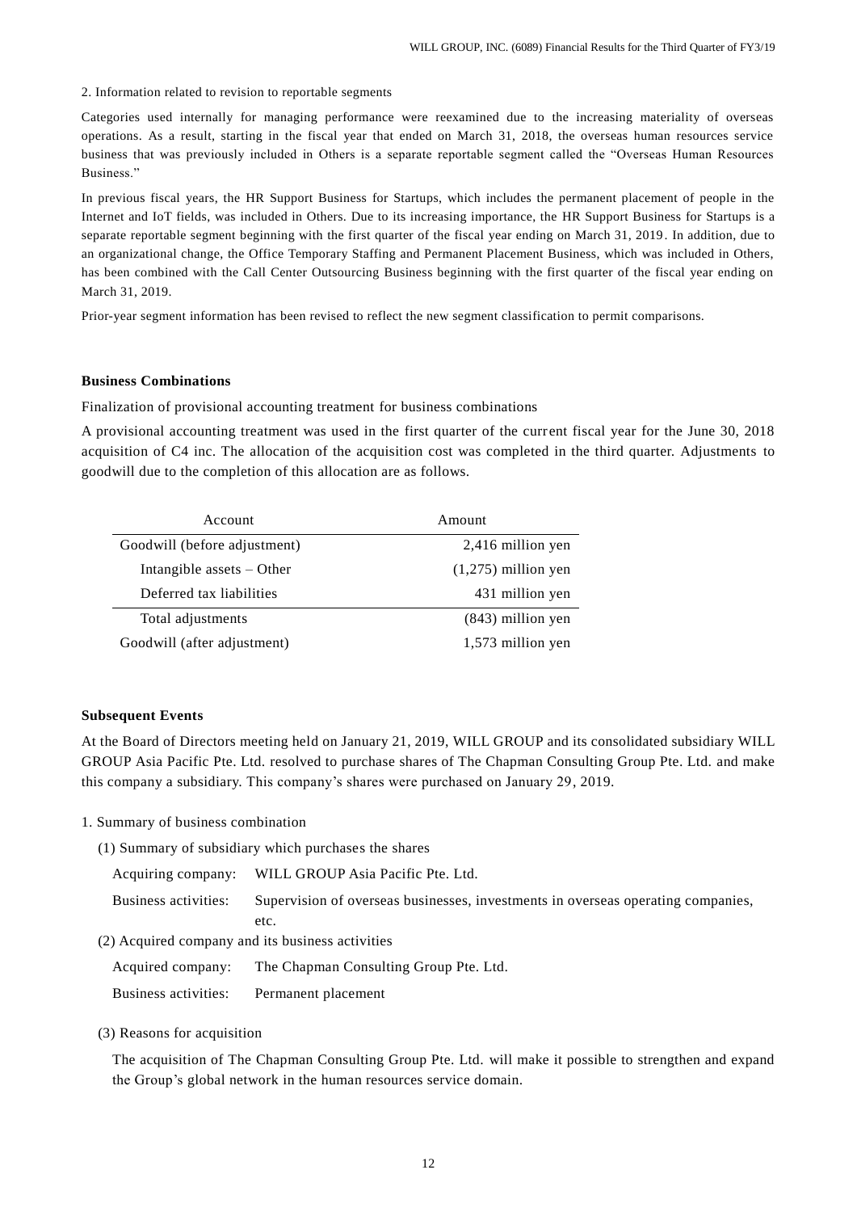2. Information related to revision to reportable segments

Categories used internally for managing performance were reexamined due to the increasing materiality of overseas operations. As a result, starting in the fiscal year that ended on March 31, 2018, the overseas human resources service business that was previously included in Others is a separate reportable segment called the "Overseas Human Resources Business."

In previous fiscal years, the HR Support Business for Startups, which includes the permanent placement of people in the Internet and IoT fields, was included in Others. Due to its increasing importance, the HR Support Business for Startups is a separate reportable segment beginning with the first quarter of the fiscal year ending on March 31, 2019. In addition, due to an organizational change, the Office Temporary Staffing and Permanent Placement Business, which was included in Others, has been combined with the Call Center Outsourcing Business beginning with the first quarter of the fiscal year ending on March 31, 2019.

Prior-year segment information has been revised to reflect the new segment classification to permit comparisons.

**Business Combinations**

Finalization of provisional accounting treatment for business combinations

A provisional accounting treatment was used in the first quarter of the current fiscal year for the June 30, 2018 acquisition of C4 inc. The allocation of the acquisition cost was completed in the third quarter. Adjustments to goodwill due to the completion of this allocation are as follows.

| Account | Amount |
|---|---|
| Goodwill (before adjustment) | 2,416 million yen |
| Intangible assets – Other | (1,275) million yen |
| Deferred tax liabilities | 431 million yen |
| Total adjustments | (843) million yen |
| Goodwill (after adjustment) | 1,573 million yen |

**Subsequent Events**

At the Board of Directors meeting held on January 21, 2019, WILL GROUP and its consolidated subsidiary WILL GROUP Asia Pacific Pte. Ltd. resolved to purchase shares of The Chapman Consulting Group Pte. Ltd. and make this company a subsidiary. This company's shares were purchased on January 29, 2019.

1. Summary of business combination

(1) Summary of subsidiary which purchases the shares

Acquiring company: WILL GROUP Asia Pacific Pte. Ltd.

Business activities: Supervision of overseas businesses, investments in overseas operating companies, etc.

(2) Acquired company and its business activities

Acquired company: The Chapman Consulting Group Pte. Ltd.

Business activities: Permanent placement

(3) Reasons for acquisition

The acquisition of The Chapman Consulting Group Pte. Ltd. will make it possible to strengthen and expand the Group's global network in the human resources service domain.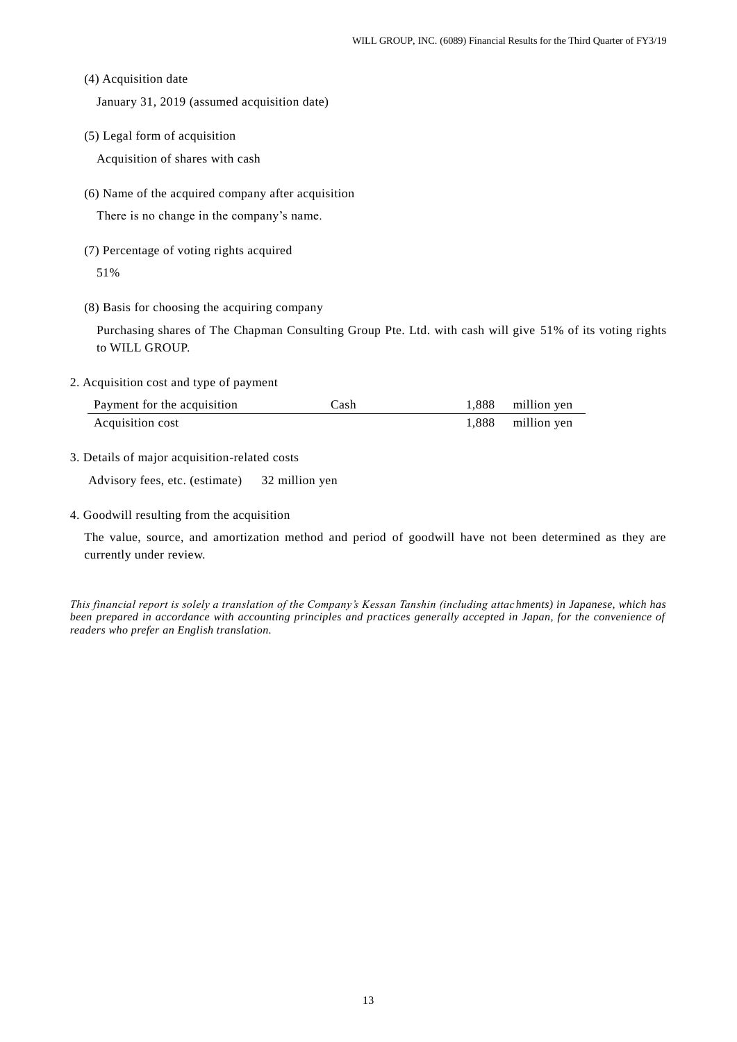(4) Acquisition date

January 31, 2019 (assumed acquisition date)

(5) Legal form of acquisition

Acquisition of shares with cash

(6) Name of the acquired company after acquisition

There is no change in the company's name.

(7) Percentage of voting rights acquired

51%

(8) Basis for choosing the acquiring company

Purchasing shares of The Chapman Consulting Group Pte. Ltd. with cash will give 51% of its voting rights to WILL GROUP.

2. Acquisition cost and type of payment

| | | | |
|---|---|---|---|
| Payment for the acquisition | Cash | 1,888 | million yen |
| Acquisition cost | | 1,888 | million yen |

3. Details of major acquisition-related costs

Advisory fees, etc. (estimate) 32 million yen

4. Goodwill resulting from the acquisition

The value, source, and amortization method and period of goodwill have not been determined as they are currently under review.

*This financial report is solely a translation of the Company's Kessan Tanshin (including attachments) in Japanese, which has been prepared in accordance with accounting principles and practices generally accepted in Japan, for the convenience of readers who prefer an English translation.*